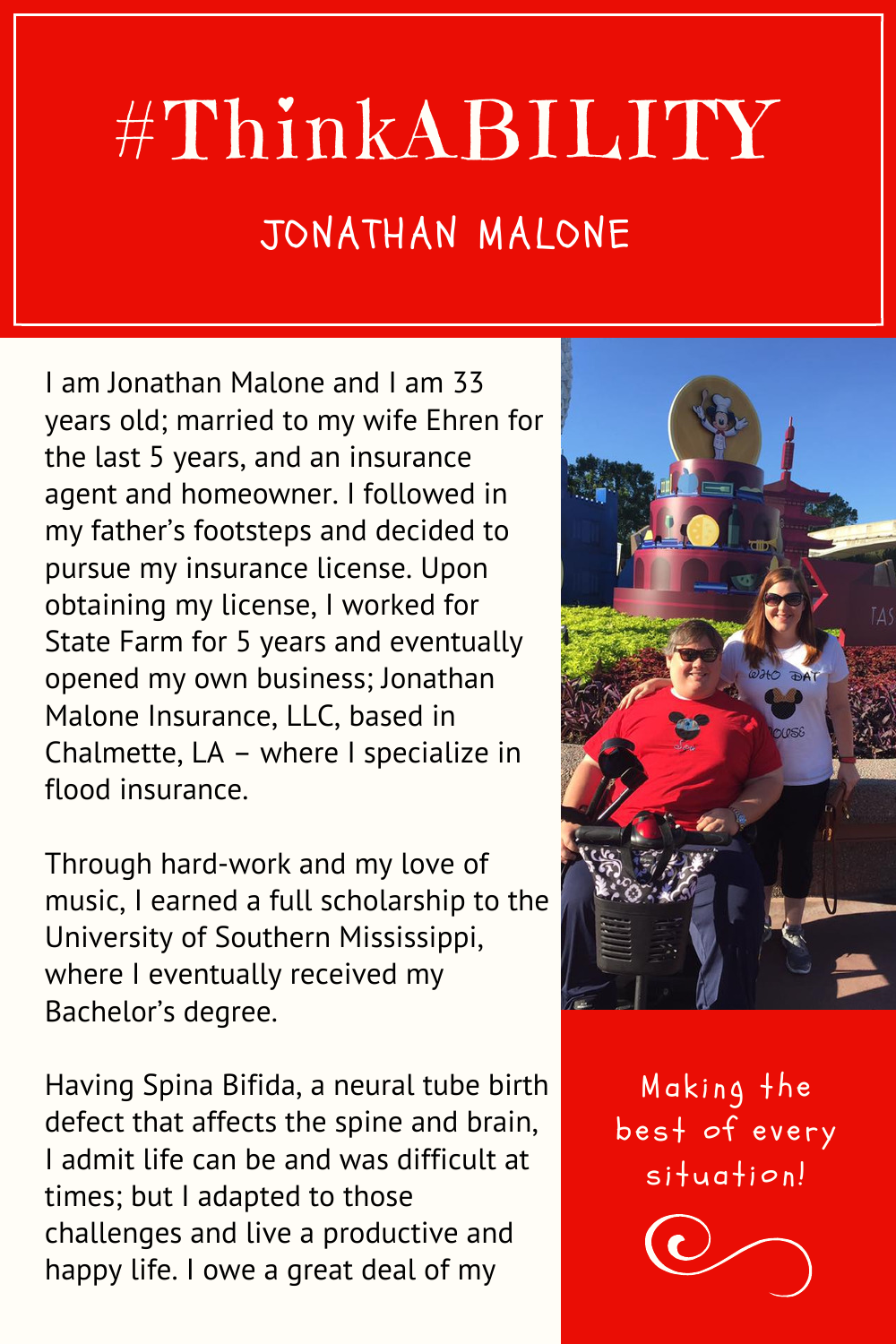# #ThinkABILITY

## JONATHAN MALONE

I am Jonathan Malone and I am 33 years old; married to my wife Ehren for the last 5 years, and an insurance agent and homeowner. I followed in my father's footsteps and decided to pursue my insurance license. Upon obtaining my license, I worked for State Farm for 5 years and eventually opened my own business; Jonathan Malone Insurance, LLC, based in Chalmette, LA – where I specialize in flood insurance.

Through hard-work and my love of music, I earned a full scholarship to the University of Southern Mississippi, where I eventually received my Bachelor's degree.

Having Spina Bifida, a neural tube birth defect that affects the spine and brain, I admit life can be and was difficult at times; but I adapted to those challenges and live a productive and happy life. I owe a great deal of my

*Making the best of every situation!*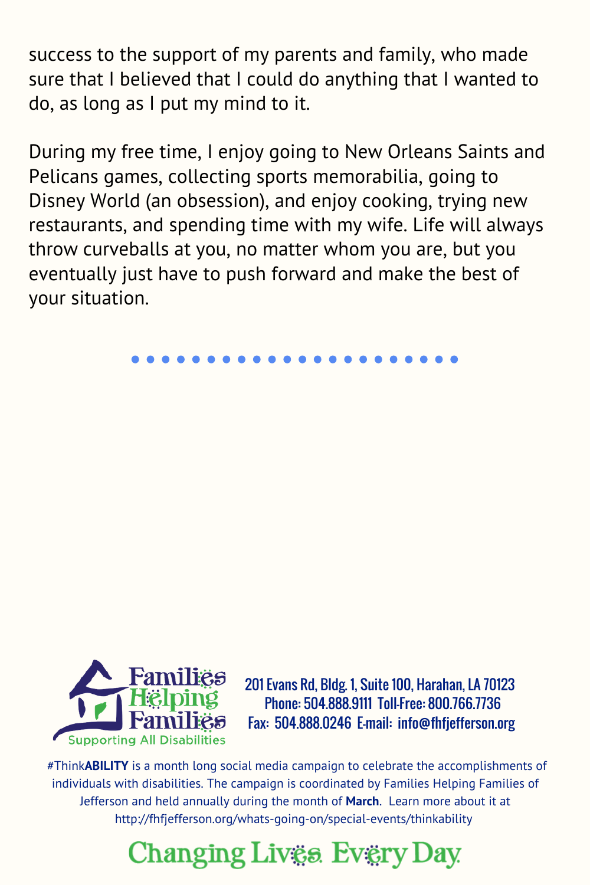success to the support of my parents and family, who made sure that I believed that I could do anything that I wanted to do, as long as I put my mind to it.

During my free time, I enjoy going to New Orleans Saints and Pelicans games, collecting sports memorabilia, going to Disney World (an obsession), and enjoy cooking, trying new restaurants, and spending time with my wife. Life will always throw curveballs at you, no matter whom you are, but you eventually just have to push forward and make the best of your situation.

Families Helping Families
Supporting All Disabilities

201 Evans Rd, Bldg. 1, Suite 100, Harahan, LA 70123
Phone: 504.888.9111 Toll-Free: 800.766.7736
Fax: 504.888.0246 E-mail: info@fhfjefferson.org

#Think**ABILITY** is a month long social media campaign to celebrate the accomplishments of individuals with disabilities. The campaign is coordinated by Families Helping Families of Jefferson and held annually during the month of **March**. Learn more about it at http://fhfjefferson.org/whats-going-on/special-events/thinkability

Changing Lives. Every Day.